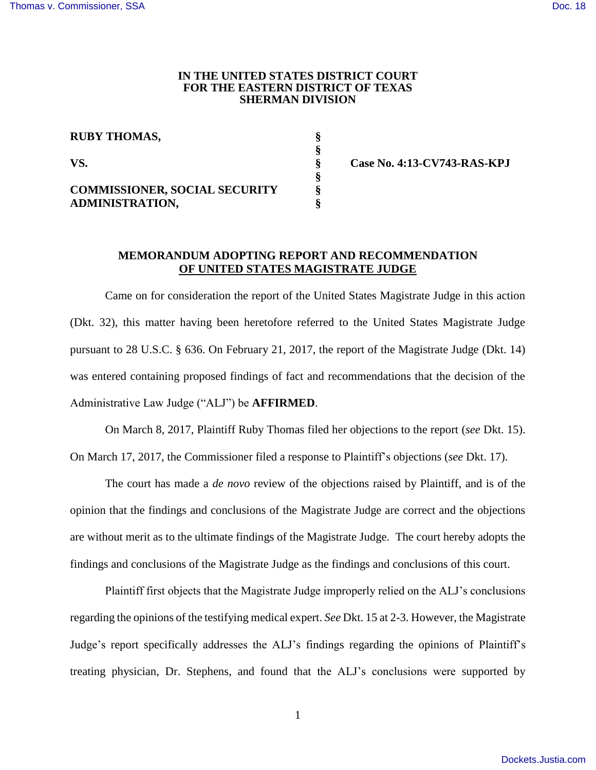**IN THE UNITED STATES DISTRICT COURT**
**FOR THE EASTERN DISTRICT OF TEXAS**
**SHERMAN DIVISION**

| | | |
|---|---|---|
| **RUBY THOMAS,** | § | |
| | § | |
| **VS.** | § | **Case No. 4:13-CV743-RAS-KPJ** |
| | § | |
| **COMMISSIONER, SOCIAL SECURITY ADMINISTRATION,** | § | |
| | § | |

## MEMORANDUM ADOPTING REPORT AND RECOMMENDATION OF UNITED STATES MAGISTRATE JUDGE

Came on for consideration the report of the United States Magistrate Judge in this action (Dkt. 32), this matter having been heretofore referred to the United States Magistrate Judge pursuant to 28 U.S.C. § 636. On February 21, 2017, the report of the Magistrate Judge (Dkt. 14) was entered containing proposed findings of fact and recommendations that the decision of the Administrative Law Judge ("ALJ") be **AFFIRMED**.

On March 8, 2017, Plaintiff Ruby Thomas filed her objections to the report (*see* Dkt. 15). On March 17, 2017, the Commissioner filed a response to Plaintiff's objections (*see* Dkt. 17).

The court has made a *de novo* review of the objections raised by Plaintiff, and is of the opinion that the findings and conclusions of the Magistrate Judge are correct and the objections are without merit as to the ultimate findings of the Magistrate Judge. The court hereby adopts the findings and conclusions of the Magistrate Judge as the findings and conclusions of this court.

Plaintiff first objects that the Magistrate Judge improperly relied on the ALJ's conclusions regarding the opinions of the testifying medical expert. *See* Dkt. 15 at 2-3. However, the Magistrate Judge's report specifically addresses the ALJ's findings regarding the opinions of Plaintiff's treating physician, Dr. Stephens, and found that the ALJ's conclusions were supported by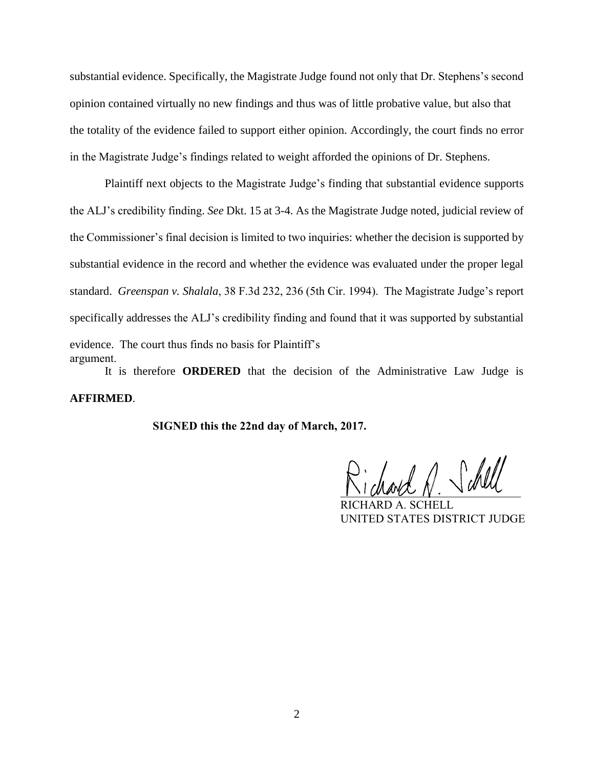substantial evidence. Specifically, the Magistrate Judge found not only that Dr. Stephens's second opinion contained virtually no new findings and thus was of little probative value, but also that the totality of the evidence failed to support either opinion. Accordingly, the court finds no error in the Magistrate Judge's findings related to weight afforded the opinions of Dr. Stephens.

Plaintiff next objects to the Magistrate Judge's finding that substantial evidence supports the ALJ's credibility finding. *See* Dkt. 15 at 3-4. As the Magistrate Judge noted, judicial review of the Commissioner's final decision is limited to two inquiries: whether the decision is supported by substantial evidence in the record and whether the evidence was evaluated under the proper legal standard. *Greenspan v. Shalala*, 38 F.3d 232, 236 (5th Cir. 1994). The Magistrate Judge's report specifically addresses the ALJ's credibility finding and found that it was supported by substantial evidence. The court thus finds no basis for Plaintiff's argument.

It is therefore **ORDERED** that the decision of the Administrative Law Judge is **AFFIRMED**.

**SIGNED this the 22nd day of March, 2017.**

RICHARD A. SCHELL
UNITED STATES DISTRICT JUDGE